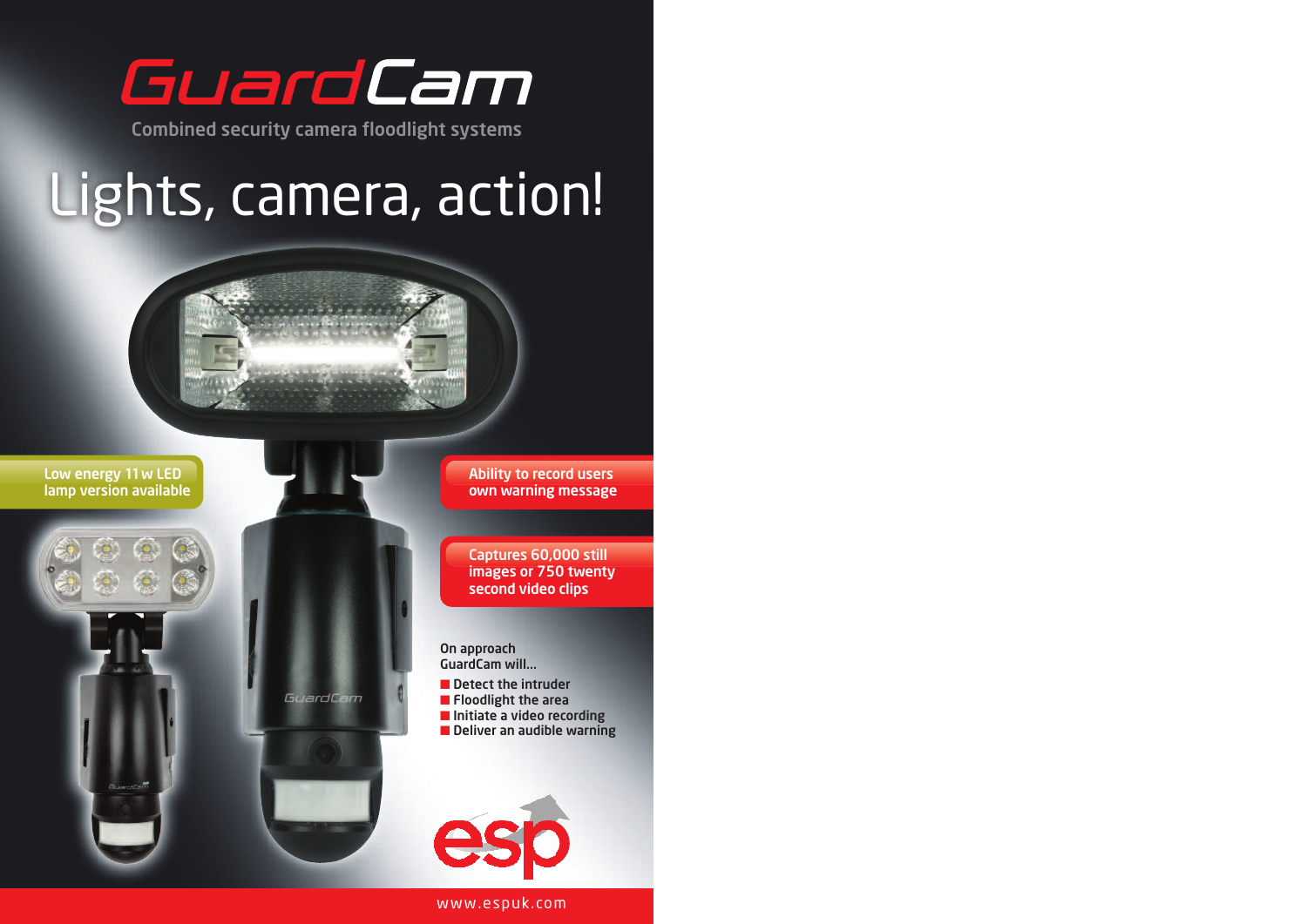# GuardCam

Combined security camera floodlight systems

## Lights, camera, action!

Low energy 11 w LED lamp version available

Ability to record users own warning message

Captures 60,000 still images or 750 twenty second video clips

On approach GuardCam will...

- Detect the intruder
- Floodlight the area
- Initiate a video recording
- Deliver an audible warning

esp

www.espuk.com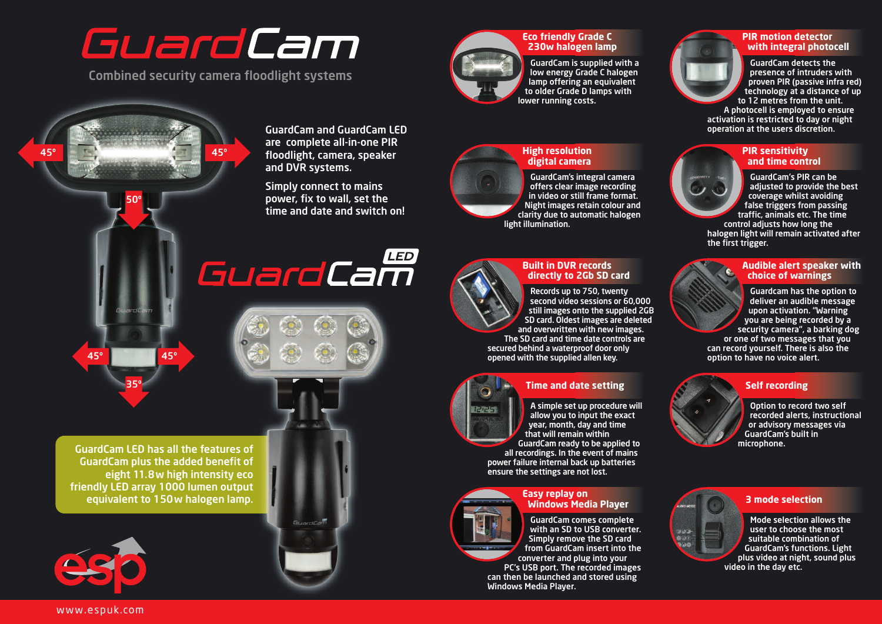# GuardCam

Combined security camera floodlight systems

45° 45° 50° 45° 45° 35°

GuardCam and GuardCam LED are complete all-in-one PIR floodlight, camera, speaker and DVR systems.

Simply connect to mains power, fix to wall, set the time and date and switch on!

# GuardCam LED

GuardCam LED has all the features of GuardCam plus the added benefit of eight 11.8w high intensity eco friendly LED array 1000 lumen output equivalent to 150w halogen lamp.

### Eco friendly Grade C 230w halogen lamp

GuardCam is supplied with a low energy Grade C halogen lamp offering an equivalent to older Grade D lamps with lower running costs.

### High resolution digital camera

GuardCam's integral camera offers clear image recording in video or still frame format. Night images retain colour and clarity due to automatic halogen light illumination.

### Built in DVR records directly to 2Gb SD card

Records up to 750, twenty second video sessions or 60,000 still images onto the supplied 2GB SD card. Oldest images are deleted and overwritten with new images. The SD card and time date controls are secured behind a waterproof door only opened with the supplied allen key.

### Time and date setting

A simple set up procedure will allow you to input the exact year, month, day and time that will remain within GuardCam ready to be applied to all recordings. In the event of mains power failure internal back up batteries ensure the settings are not lost.

### Easy replay on Windows Media Player

GuardCam comes complete with an SD to USB converter. Simply remove the SD card from GuardCam insert into the converter and plug into your PC's USB port. The recorded images can then be launched and stored using Windows Media Player.

### PIR motion detector with integral photocell

GuardCam detects the presence of intruders with proven PIR (passive infra red) technology at a distance of up to 12 metres from the unit. A photocell is employed to ensure activation is restricted to day or night operation at the users discretion.

### PIR sensitivity and time control

GuardCam's PIR can be adjusted to provide the best coverage whilst avoiding false triggers from passing traffic, animals etc. The time control adjusts how long the halogen light will remain activated after the first trigger.

### Audible alert speaker with choice of warnings

Guardcam has the option to deliver an audible message upon activation. "Warning you are being recorded by a security camera", a barking dog or one of two messages that you can record yourself. There is also the option to have no voice alert.

### Self recording

Option to record two self recorded alerts, instructional or advisory messages via GuardCam's built in microphone.

### 3 mode selection

Mode selection allows the user to choose the most suitable combination of GuardCam's functions. Light plus video at night, sound plus video in the day etc.

esp

www.espuk.com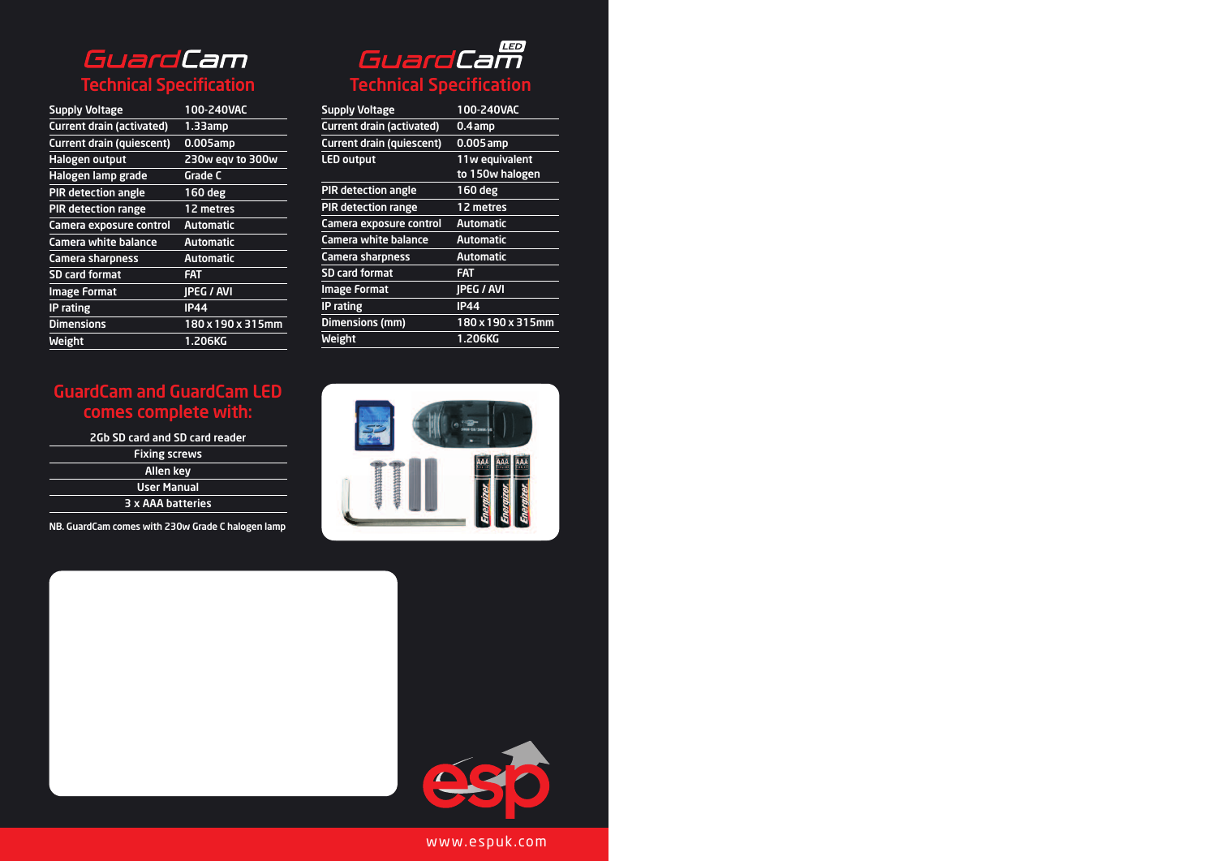## GuardCam
### Technical Specification

| | |
|---|---|
| Supply Voltage | 100-240VAC |
| Current drain (activated) | 1.33amp |
| Current drain (quiescent) | 0.005amp |
| Halogen output | 230w eqv to 300w |
| Halogen lamp grade | Grade C |
| PIR detection angle | 160 deg |
| PIR detection range | 12 metres |
| Camera exposure control | Automatic |
| Camera white balance | Automatic |
| Camera sharpness | Automatic |
| SD card format | FAT |
| Image Format | JPEG / AVI |
| IP rating | IP44 |
| Dimensions | 180 x 190 x 315mm |
| Weight | 1.206KG |

## GuardCam LED
### Technical Specification

| | |
|---|---|
| Supply Voltage | 100-240VAC |
| Current drain (activated) | 0.4 amp |
| Current drain (quiescent) | 0.005 amp |
| LED output | 11w equivalent to 150w halogen |
| PIR detection angle | 160 deg |
| PIR detection range | 12 metres |
| Camera exposure control | Automatic |
| Camera white balance | Automatic |
| Camera sharpness | Automatic |
| SD card format | FAT |
| Image Format | JPEG / AVI |
| IP rating | IP44 |
| Dimensions (mm) | 180 x 190 x 315mm |
| Weight | 1.206KG |

## GuardCam and GuardCam LED comes complete with:

- 2Gb SD card and SD card reader
- Fixing screws
- Allen key
- User Manual
- 3 x AAA batteries

NB. GuardCam comes with 230w Grade C halogen lamp

esp

www.espuk.com